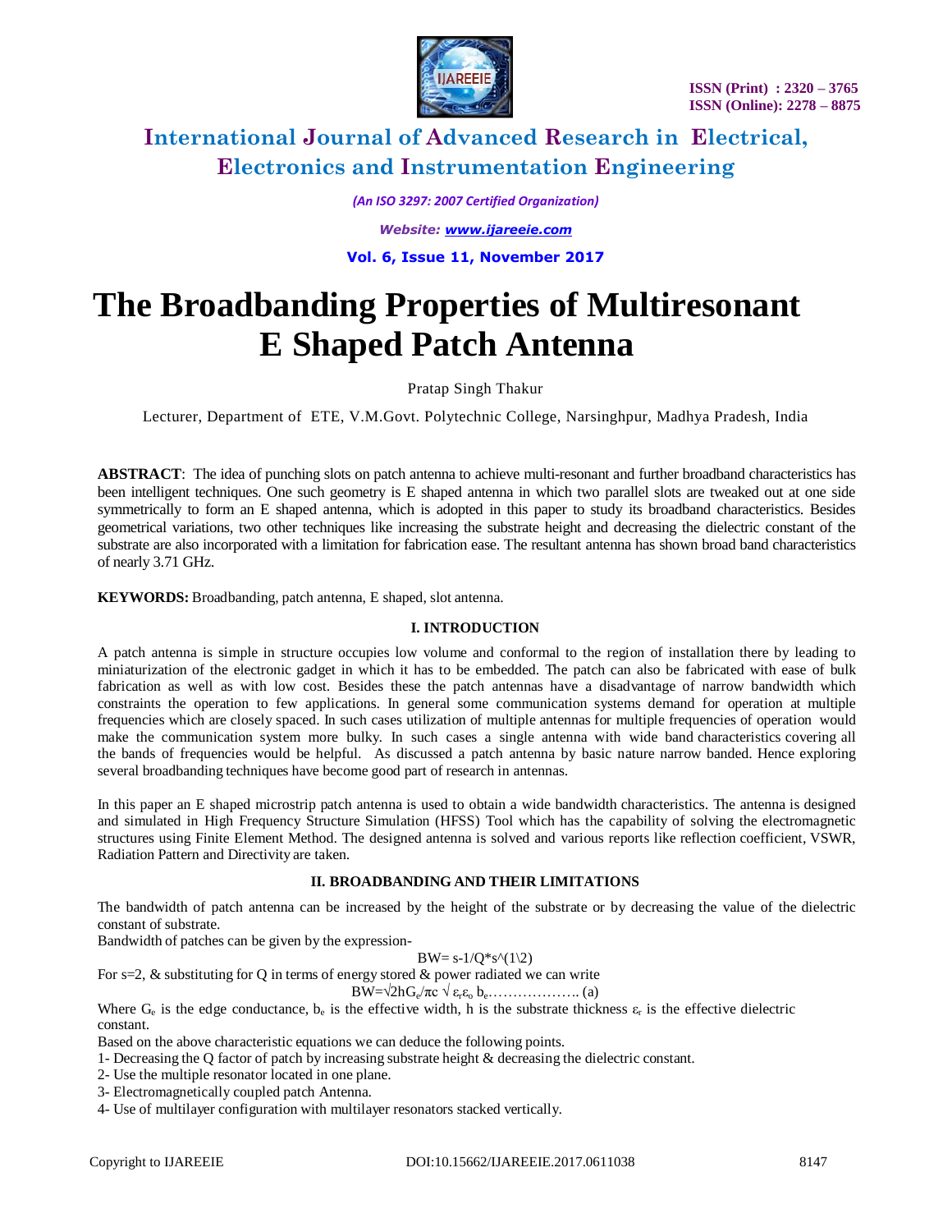# The Broadbanding Properties of Multiresonant E Shaped Patch Antenna

Pratap Singh Thakur

Lecturer, Department of ETE, V.M.Govt. Polytechnic College, Narsinghpur, Madhya Pradesh, India

**ABSTRACT**: The idea of punching slots on patch antenna to achieve multi-resonant and further broadband characteristics has been intelligent techniques. One such geometry is E shaped antenna in which two parallel slots are tweaked out at one side symmetrically to form an E shaped antenna, which is adopted in this paper to study its broadband characteristics. Besides geometrical variations, two other techniques like increasing the substrate height and decreasing the dielectric constant of the substrate are also incorporated with a limitation for fabrication ease. The resultant antenna has shown broad band characteristics of nearly 3.71 GHz.

**KEYWORDS:** Broadbanding, patch antenna, E shaped, slot antenna.

## I. INTRODUCTION

A patch antenna is simple in structure occupies low volume and conformal to the region of installation there by leading to miniaturization of the electronic gadget in which it has to be embedded. The patch can also be fabricated with ease of bulk fabrication as well as with low cost. Besides these the patch antennas have a disadvantage of narrow bandwidth which constraints the operation to few applications. In general some communication systems demand for operation at multiple frequencies which are closely spaced. In such cases utilization of multiple antennas for multiple frequencies of operation would make the communication system more bulky. In such cases a single antenna with wide band characteristics covering all the bands of frequencies would be helpful. As discussed a patch antenna by basic nature narrow banded. Hence exploring several broadbanding techniques have become good part of research in antennas.

In this paper an E shaped microstrip patch antenna is used to obtain a wide bandwidth characteristics. The antenna is designed and simulated in High Frequency Structure Simulation (HFSS) Tool which has the capability of solving the electromagnetic structures using Finite Element Method. The designed antenna is solved and various reports like reflection coefficient, VSWR, Radiation Pattern and Directivity are taken.

## II. BROADBANDING AND THEIR LIMITATIONS

The bandwidth of patch antenna can be increased by the height of the substrate or by decreasing the value of the dielectric constant of substrate.

Bandwidth of patches can be given by the expression-

$$BW = s-1/Q*s^{(1\backslash 2)}$$

For s=2, & substituting for Q in terms of energy stored & power radiated we can write

$$BW = \sqrt{2}hG_e/\pi c \sqrt{\varepsilon_r \varepsilon_o}\, b_e \ldots\ldots\ldots\ldots\ldots\ldots (a)$$

Where $G_e$ is the edge conductance, $b_e$ is the effective width, h is the substrate thickness $\varepsilon_r$ is the effective dielectric constant.

Based on the above characteristic equations we can deduce the following points.

1- Decreasing the Q factor of patch by increasing substrate height & decreasing the dielectric constant.

2- Use the multiple resonator located in one plane.

3- Electromagnetically coupled patch Antenna.

4- Use of multilayer configuration with multilayer resonators stacked vertically.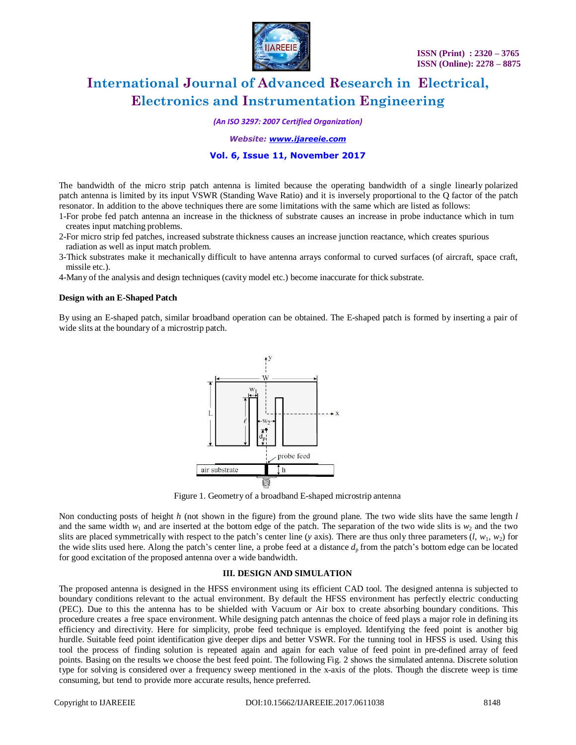The bandwidth of the micro strip patch antenna is limited because the operating bandwidth of a single linearly polarized patch antenna is limited by its input VSWR (Standing Wave Ratio) and it is inversely proportional to the Q factor of the patch resonator. In addition to the above techniques there are some limitations with the same which are listed as follows:

1-For probe fed patch antenna an increase in the thickness of substrate causes an increase in probe inductance which in turn creates input matching problems.

2-For micro strip fed patches, increased substrate thickness causes an increase junction reactance, which creates spurious radiation as well as input match problem.

3-Thick substrates make it mechanically difficult to have antenna arrays conformal to curved surfaces (of aircraft, space craft, missile etc.).

4-Many of the analysis and design techniques (cavity model etc.) become inaccurate for thick substrate.

**Design with an E-Shaped Patch**

By using an E-shaped patch, similar broadband operation can be obtained. The E-shaped patch is formed by inserting a pair of wide slits at the boundary of a microstrip patch.

Figure 1. Geometry of a broadband E-shaped microstrip antenna

Non conducting posts of height $h$ (not shown in the figure) from the ground plane. The two wide slits have the same length $l$ and the same width $w_1$ and are inserted at the bottom edge of the patch. The separation of the two wide slits is $w_2$ and the two slits are placed symmetrically with respect to the patch's center line ($y$ axis). There are thus only three parameters ($l$, $w_1$, $w_2$) for the wide slits used here. Along the patch's center line, a probe feed at a distance $d_p$ from the patch's bottom edge can be located for good excitation of the proposed antenna over a wide bandwidth.

## III. DESIGN AND SIMULATION

The proposed antenna is designed in the HFSS environment using its efficient CAD tool. The designed antenna is subjected to boundary conditions relevant to the actual environment. By default the HFSS environment has perfectly electric conducting (PEC). Due to this the antenna has to be shielded with Vacuum or Air box to create absorbing boundary conditions. This procedure creates a free space environment. While designing patch antennas the choice of feed plays a major role in defining its efficiency and directivity. Here for simplicity, probe feed technique is employed. Identifying the feed point is another big hurdle. Suitable feed point identification give deeper dips and better VSWR. For the tunning tool in HFSS is used. Using this tool the process of finding solution is repeated again and again for each value of feed point in pre-defined array of feed points. Basing on the results we choose the best feed point. The following Fig. 2 shows the simulated antenna. Discrete solution type for solving is considered over a frequency sweep mentioned in the x-axis of the plots. Though the discrete weep is time consuming, but tend to provide more accurate results, hence preferred.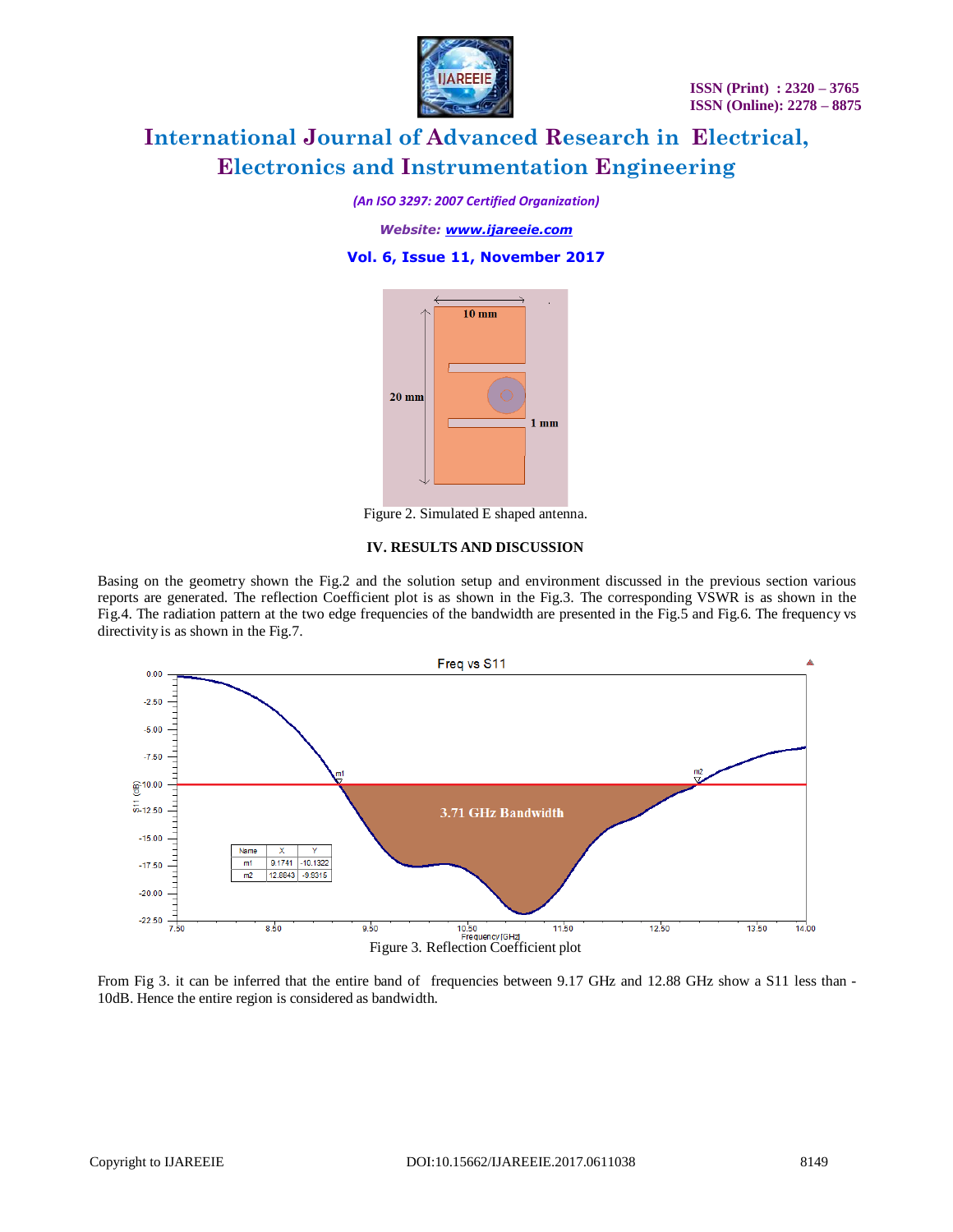Figure 2. Simulated E shaped antenna.

## IV. RESULTS AND DISCUSSION

Basing on the geometry shown the Fig.2 and the solution setup and environment discussed in the previous section various reports are generated. The reflection Coefficient plot is as shown in the Fig.3. The corresponding VSWR is as shown in the Fig.4. The radiation pattern at the two edge frequencies of the bandwidth are presented in the Fig.5 and Fig.6. The frequency vs directivity is as shown in the Fig.7.

Figure 3. Reflection Coefficient plot

From Fig 3. it can be inferred that the entire band of frequencies between 9.17 GHz and 12.88 GHz show a S11 less than -10dB. Hence the entire region is considered as bandwidth.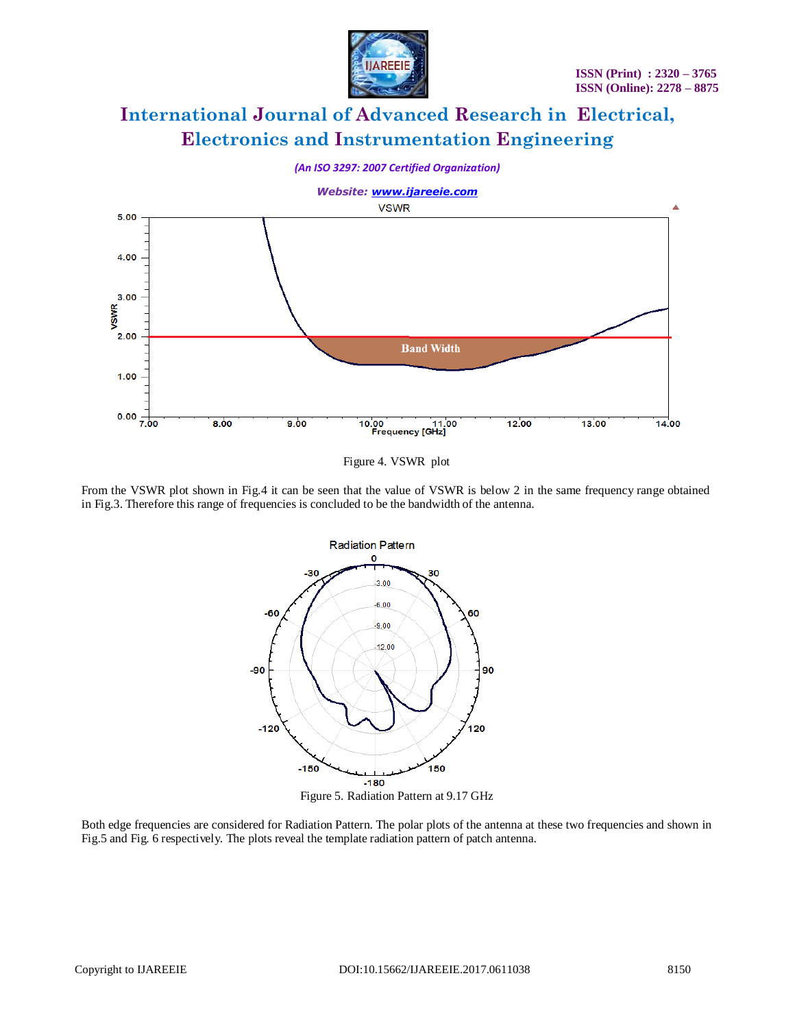Figure 4. VSWR plot

From the VSWR plot shown in Fig.4 it can be seen that the value of VSWR is below 2 in the same frequency range obtained in Fig.3. Therefore this range of frequencies is concluded to be the bandwidth of the antenna.

Figure 5. Radiation Pattern at 9.17 GHz

Both edge frequencies are considered for Radiation Pattern. The polar plots of the antenna at these two frequencies and shown in Fig.5 and Fig. 6 respectively. The plots reveal the template radiation pattern of patch antenna.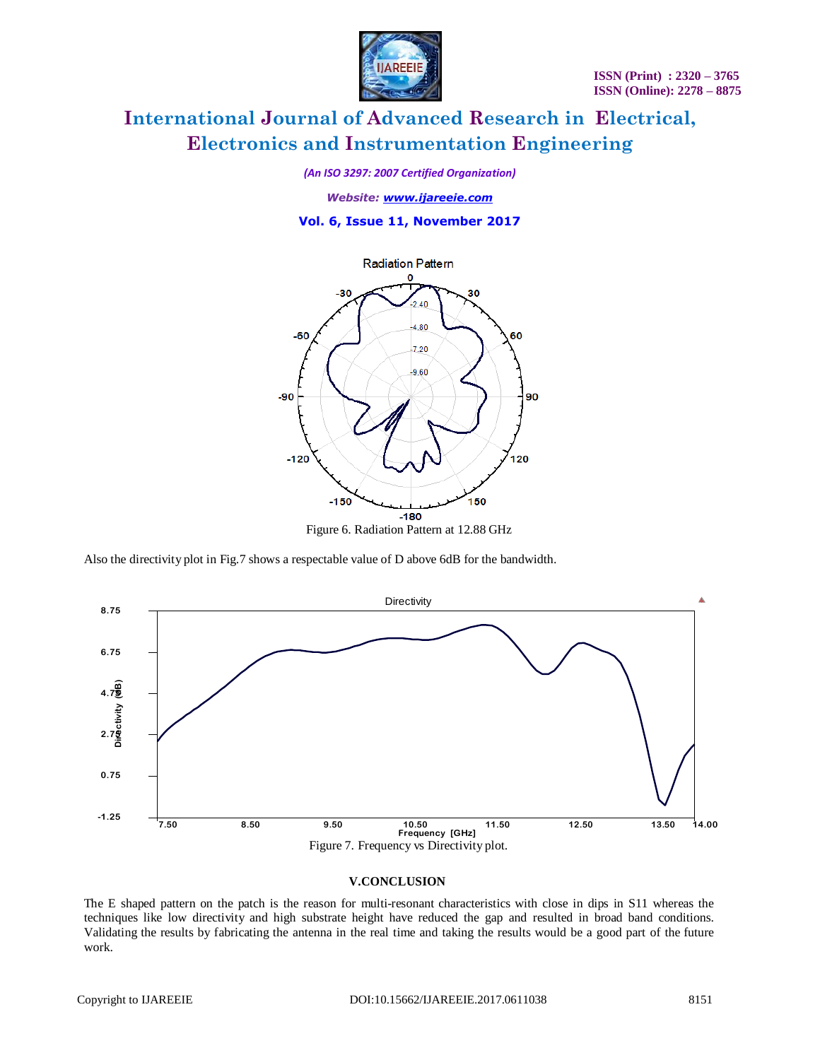Figure 6. Radiation Pattern at 12.88 GHz

Also the directivity plot in Fig.7 shows a respectable value of D above 6dB for the bandwidth.

Figure 7. Frequency vs Directivity plot.

## V.CONCLUSION

The E shaped pattern on the patch is the reason for multi-resonant characteristics with close in dips in S11 whereas the techniques like low directivity and high substrate height have reduced the gap and resulted in broad band conditions. Validating the results by fabricating the antenna in the real time and taking the results would be a good part of the future work.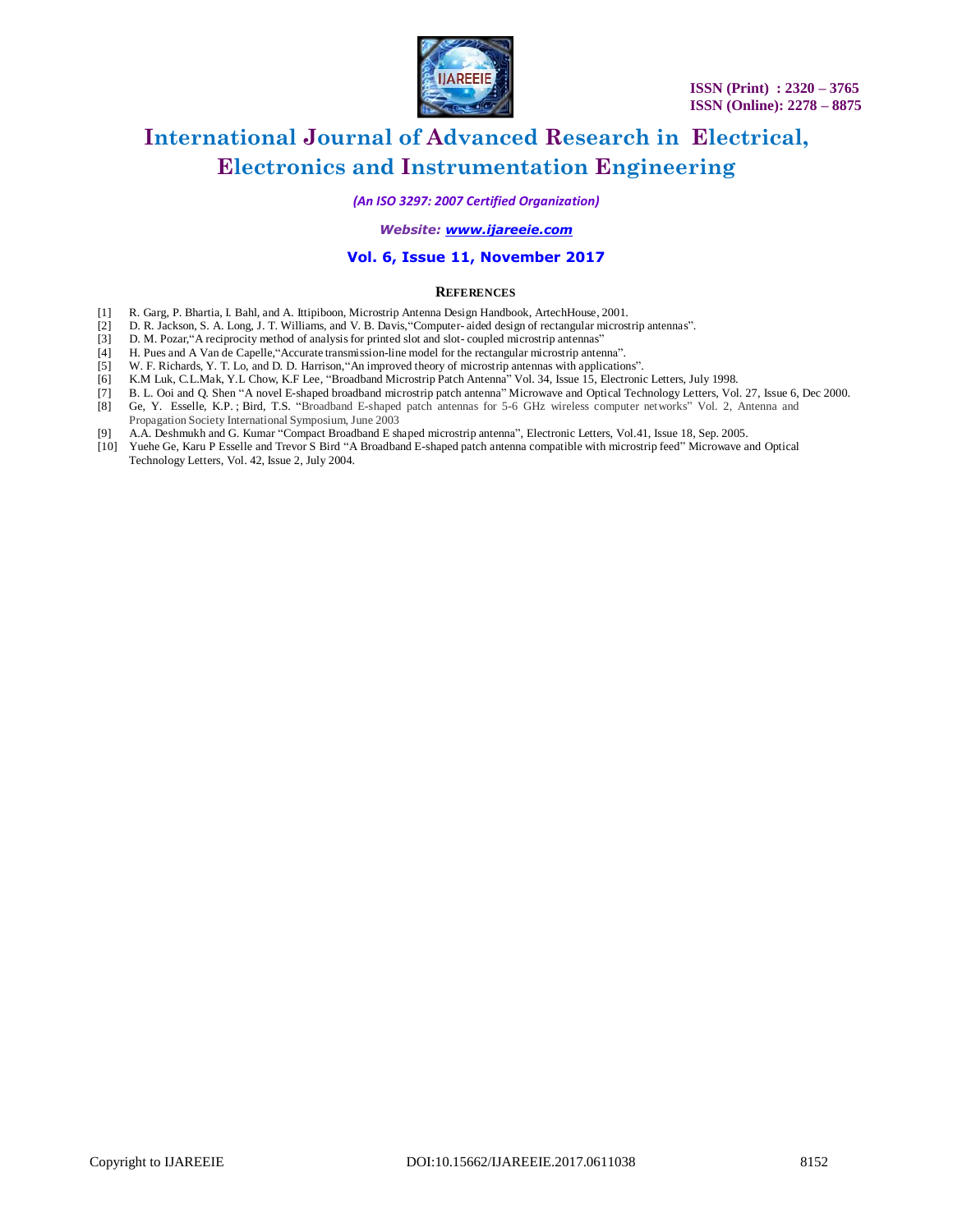## REFERENCES

[1] R. Garg, P. Bhartia, I. Bahl, and A. Ittipiboon, Microstrip Antenna Design Handbook, ArtechHouse, 2001.

[2] D. R. Jackson, S. A. Long, J. T. Williams, and V. B. Davis,"Computer- aided design of rectangular microstrip antennas".

[3] D. M. Pozar,"A reciprocity method of analysis for printed slot and slot- coupled microstrip antennas"

[4] H. Pues and A Van de Capelle,"Accurate transmission-line model for the rectangular microstrip antenna".

[5] W. F. Richards, Y. T. Lo, and D. D. Harrison,"An improved theory of microstrip antennas with applications".

[6] K.M Luk, C.L.Mak, Y.L Chow, K.F Lee, "Broadband Microstrip Patch Antenna" Vol. 34, Issue 15, Electronic Letters, July 1998.

[7] B. L. Ooi and Q. Shen "A novel E-shaped broadband microstrip patch antenna" Microwave and Optical Technology Letters, Vol. 27, Issue 6, Dec 2000.

[8] Ge, Y. Esselle, K.P. ; Bird, T.S. "Broadband E-shaped patch antennas for 5-6 GHz wireless computer networks" Vol. 2, Antenna and Propagation Society International Symposium, June 2003

[9] A.A. Deshmukh and G. Kumar "Compact Broadband E shaped microstrip antenna", Electronic Letters, Vol.41, Issue 18, Sep. 2005.

[10] Yuehe Ge, Karu P Esselle and Trevor S Bird "A Broadband E-shaped patch antenna compatible with microstrip feed" Microwave and Optical Technology Letters, Vol. 42, Issue 2, July 2004.